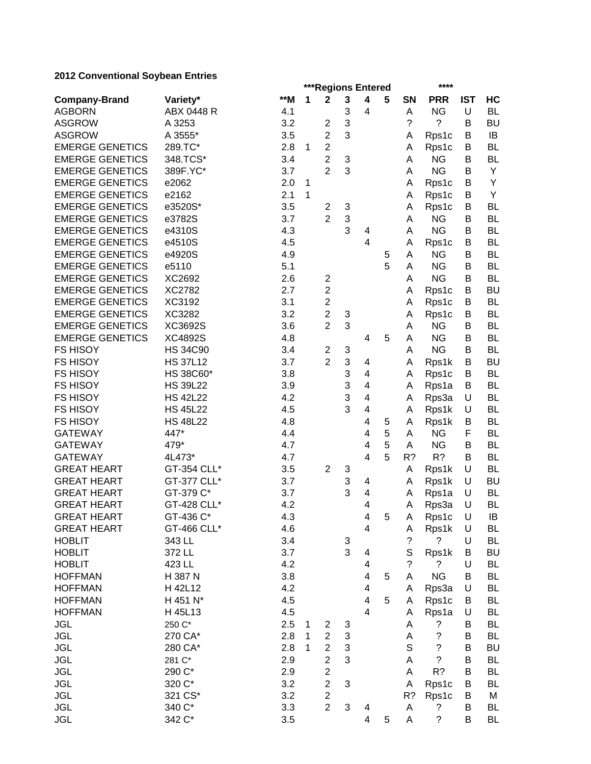**2012 Conventional Soybean Entries**

| | | | ***Regions Entered | | | | | | **** | | |
|---|---|---|---|---|---|---|---|---|---|---|---|
| **Company-Brand** | **Variety*** | ****M** | **1** | **2** | **3** | **4** | **5** | **SN** | **PRR** | **IST** | **HC** |
| AGBORN | ABX 0448 R | 4.1 | | | 3 | 4 | | A | NG | U | BL |
| ASGROW | A 3253 | 3.2 | | 2 | 3 | | | ? | ? | B | BU |
| ASGROW | A 3555* | 3.5 | | 2 | 3 | | | A | Rps1c | B | IB |
| EMERGE GENETICS | 289.TC* | 2.8 | 1 | 2 | | | | A | Rps1c | B | BL |
| EMERGE GENETICS | 348.TCS* | 3.4 | | 2 | 3 | | | A | NG | B | BL |
| EMERGE GENETICS | 389F.YC* | 3.7 | | 2 | 3 | | | A | NG | B | Y |
| EMERGE GENETICS | e2062 | 2.0 | 1 | | | | | A | Rps1c | B | Y |
| EMERGE GENETICS | e2162 | 2.1 | 1 | | | | | A | Rps1c | B | Y |
| EMERGE GENETICS | e3520S* | 3.5 | | 2 | 3 | | | A | Rps1c | B | BL |
| EMERGE GENETICS | e3782S | 3.7 | | 2 | 3 | | | A | NG | B | BL |
| EMERGE GENETICS | e4310S | 4.3 | | | 3 | 4 | | A | NG | B | BL |
| EMERGE GENETICS | e4510S | 4.5 | | | | 4 | | A | Rps1c | B | BL |
| EMERGE GENETICS | e4920S | 4.9 | | | | | 5 | A | NG | B | BL |
| EMERGE GENETICS | e5110 | 5.1 | | | | | 5 | A | NG | B | BL |
| EMERGE GENETICS | XC2692 | 2.6 | | 2 | | | | A | NG | B | BL |
| EMERGE GENETICS | XC2782 | 2.7 | | 2 | | | | A | Rps1c | B | BU |
| EMERGE GENETICS | XC3192 | 3.1 | | 2 | | | | A | Rps1c | B | BL |
| EMERGE GENETICS | XC3282 | 3.2 | | 2 | 3 | | | A | Rps1c | B | BL |
| EMERGE GENETICS | XC3692S | 3.6 | | 2 | 3 | | | A | NG | B | BL |
| EMERGE GENETICS | XC4892S | 4.8 | | | | 4 | 5 | A | NG | B | BL |
| FS HISOY | HS 34C90 | 3.4 | | 2 | 3 | | | A | NG | B | BL |
| FS HISOY | HS 37L12 | 3.7 | | 2 | 3 | 4 | | A | Rps1k | B | BU |
| FS HISOY | HS 38C60* | 3.8 | | | 3 | 4 | | A | Rps1c | B | BL |
| FS HISOY | HS 39L22 | 3.9 | | | 3 | 4 | | A | Rps1a | B | BL |
| FS HISOY | HS 42L22 | 4.2 | | | 3 | 4 | | A | Rps3a | U | BL |
| FS HISOY | HS 45L22 | 4.5 | | | 3 | 4 | | A | Rps1k | U | BL |
| FS HISOY | HS 48L22 | 4.8 | | | | 4 | 5 | A | Rps1k | B | BL |
| GATEWAY | 447* | 4.4 | | | | 4 | 5 | A | NG | F | BL |
| GATEWAY | 479* | 4.7 | | | | 4 | 5 | A | NG | B | BL |
| GATEWAY | 4L473* | 4.7 | | | | 4 | 5 | R? | R? | B | BL |
| GREAT HEART | GT-354 CLL* | 3.5 | | 2 | 3 | | | A | Rps1k | U | BL |
| GREAT HEART | GT-377 CLL* | 3.7 | | | 3 | 4 | | A | Rps1k | U | BU |
| GREAT HEART | GT-379 C* | 3.7 | | | 3 | 4 | | A | Rps1a | U | BL |
| GREAT HEART | GT-428 CLL* | 4.2 | | | | 4 | | A | Rps3a | U | BL |
| GREAT HEART | GT-436 C* | 4.3 | | | | 4 | 5 | A | Rps1c | U | IB |
| GREAT HEART | GT-466 CLL* | 4.6 | | | | 4 | | A | Rps1k | U | BL |
| HOBLIT | 343 LL | 3.4 | | | 3 | | | ? | ? | U | BL |
| HOBLIT | 372 LL | 3.7 | | | 3 | 4 | | S | Rps1k | B | BU |
| HOBLIT | 423 LL | 4.2 | | | | 4 | | ? | ? | U | BL |
| HOFFMAN | H 387 N | 3.8 | | | | 4 | 5 | A | NG | B | BL |
| HOFFMAN | H 42L12 | 4.2 | | | | 4 | | A | Rps3a | U | BL |
| HOFFMAN | H 451 N* | 4.5 | | | | 4 | 5 | A | Rps1c | B | BL |
| HOFFMAN | H 45L13 | 4.5 | | | | 4 | | A | Rps1a | U | BL |
| JGL | 250 C* | 2.5 | 1 | 2 | 3 | | | A | ? | B | BL |
| JGL | 270 CA* | 2.8 | 1 | 2 | 3 | | | A | ? | B | BL |
| JGL | 280 CA* | 2.8 | 1 | 2 | 3 | | | S | ? | B | BU |
| JGL | 281 C* | 2.9 | | 2 | 3 | | | A | ? | B | BL |
| JGL | 290 C* | 2.9 | | 2 | | | | A | R? | B | BL |
| JGL | 320 C* | 3.2 | | 2 | 3 | | | A | Rps1c | B | BL |
| JGL | 321 CS* | 3.2 | | 2 | | | | R? | Rps1c | B | M |
| JGL | 340 C* | 3.3 | | 2 | 3 | 4 | | A | ? | B | BL |
| JGL | 342 C* | 3.5 | | | | 4 | 5 | A | ? | B | BL |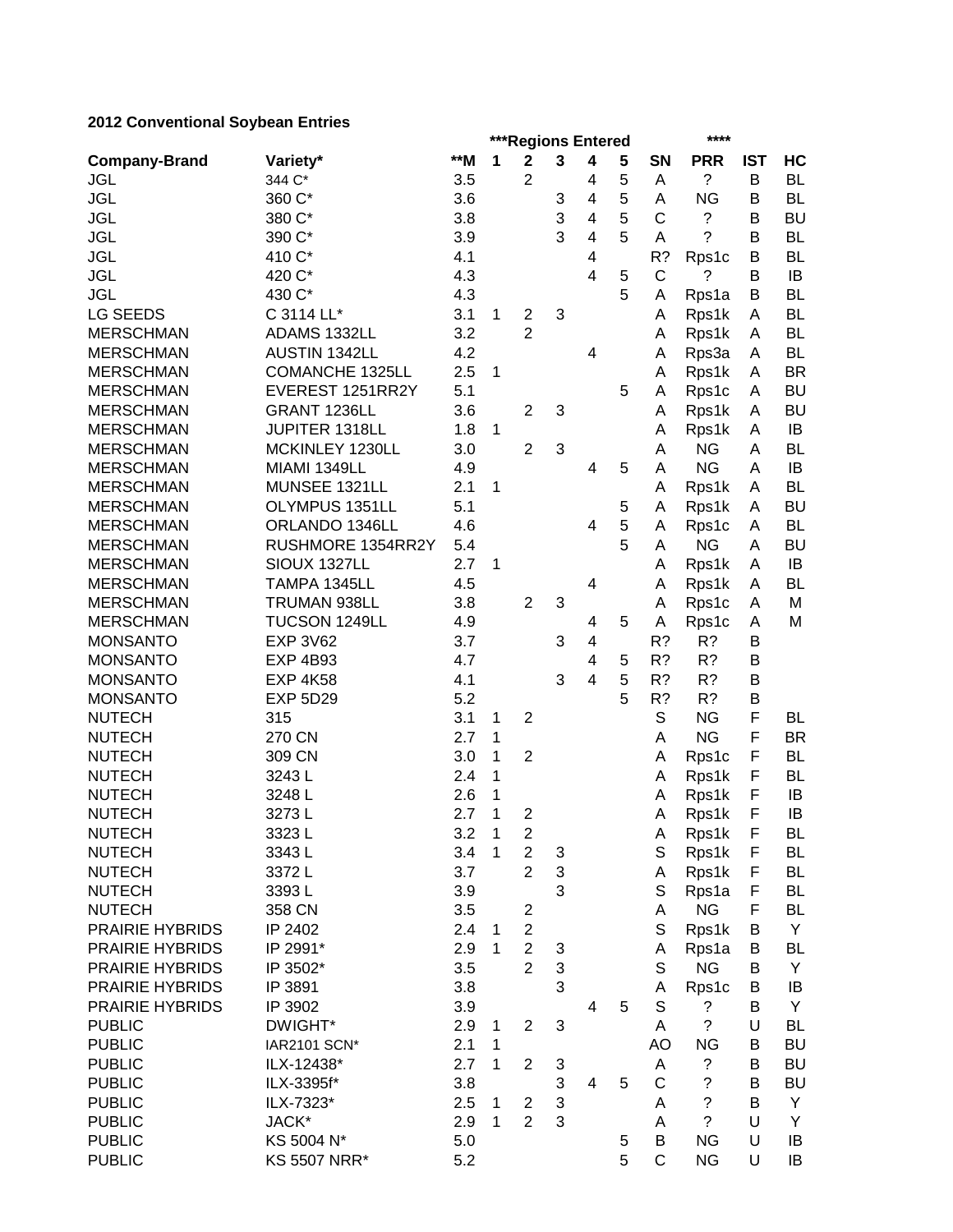**2012 Conventional Soybean Entries**

| | | | ***Regions Entered | | | | | | **** | | |
|---|---|---|---|---|---|---|---|---|---|---|---|
| **Company-Brand** | **Variety*** | **\*\*M** | **1** | **2** | **3** | **4** | **5** | **SN** | **PRR** | **IST** | **HC** |
| JGL | 344 C* | 3.5 | | 2 | | 4 | 5 | A | ? | B | BL |
| JGL | 360 C* | 3.6 | | | 3 | 4 | 5 | A | NG | B | BL |
| JGL | 380 C* | 3.8 | | | 3 | 4 | 5 | C | ? | B | BU |
| JGL | 390 C* | 3.9 | | | 3 | 4 | 5 | A | ? | B | BL |
| JGL | 410 C* | 4.1 | | | | 4 | | R? | Rps1c | B | BL |
| JGL | 420 C* | 4.3 | | | | 4 | 5 | C | ? | B | IB |
| JGL | 430 C* | 4.3 | | | | | 5 | A | Rps1a | B | BL |
| LG SEEDS | C 3114 LL* | 3.1 | 1 | 2 | 3 | | | A | Rps1k | A | BL |
| MERSCHMAN | ADAMS 1332LL | 3.2 | | 2 | | | | A | Rps1k | A | BL |
| MERSCHMAN | AUSTIN 1342LL | 4.2 | | | | 4 | | A | Rps3a | A | BL |
| MERSCHMAN | COMANCHE 1325LL | 2.5 | 1 | | | | | A | Rps1k | A | BR |
| MERSCHMAN | EVEREST 1251RR2Y | 5.1 | | | | | 5 | A | Rps1c | A | BU |
| MERSCHMAN | GRANT 1236LL | 3.6 | | 2 | 3 | | | A | Rps1k | A | BU |
| MERSCHMAN | JUPITER 1318LL | 1.8 | 1 | | | | | A | Rps1k | A | IB |
| MERSCHMAN | MCKINLEY 1230LL | 3.0 | | 2 | 3 | | | A | NG | A | BL |
| MERSCHMAN | MIAMI 1349LL | 4.9 | | | | 4 | 5 | A | NG | A | IB |
| MERSCHMAN | MUNSEE 1321LL | 2.1 | 1 | | | | | A | Rps1k | A | BL |
| MERSCHMAN | OLYMPUS 1351LL | 5.1 | | | | | 5 | A | Rps1k | A | BU |
| MERSCHMAN | ORLANDO 1346LL | 4.6 | | | | 4 | 5 | A | Rps1c | A | BL |
| MERSCHMAN | RUSHMORE 1354RR2Y | 5.4 | | | | | 5 | A | NG | A | BU |
| MERSCHMAN | SIOUX 1327LL | 2.7 | 1 | | | | | A | Rps1k | A | IB |
| MERSCHMAN | TAMPA 1345LL | 4.5 | | | | 4 | | A | Rps1k | A | BL |
| MERSCHMAN | TRUMAN 938LL | 3.8 | | 2 | 3 | | | A | Rps1c | A | M |
| MERSCHMAN | TUCSON 1249LL | 4.9 | | | | 4 | 5 | A | Rps1c | A | M |
| MONSANTO | EXP 3V62 | 3.7 | | | 3 | 4 | | R? | R? | B | |
| MONSANTO | EXP 4B93 | 4.7 | | | | 4 | 5 | R? | R? | B | |
| MONSANTO | EXP 4K58 | 4.1 | | | 3 | 4 | 5 | R? | R? | B | |
| MONSANTO | EXP 5D29 | 5.2 | | | | | 5 | R? | R? | B | |
| NUTECH | 315 | 3.1 | 1 | 2 | | | | S | NG | F | BL |
| NUTECH | 270 CN | 2.7 | 1 | | | | | A | NG | F | BR |
| NUTECH | 309 CN | 3.0 | 1 | 2 | | | | A | Rps1c | F | BL |
| NUTECH | 3243 L | 2.4 | 1 | | | | | A | Rps1k | F | BL |
| NUTECH | 3248 L | 2.6 | 1 | | | | | A | Rps1k | F | IB |
| NUTECH | 3273 L | 2.7 | 1 | 2 | | | | A | Rps1k | F | IB |
| NUTECH | 3323 L | 3.2 | 1 | 2 | | | | A | Rps1k | F | BL |
| NUTECH | 3343 L | 3.4 | 1 | 2 | 3 | | | S | Rps1k | F | BL |
| NUTECH | 3372 L | 3.7 | | 2 | 3 | | | A | Rps1k | F | BL |
| NUTECH | 3393 L | 3.9 | | | 3 | | | S | Rps1a | F | BL |
| NUTECH | 358 CN | 3.5 | | 2 | | | | A | NG | F | BL |
| PRAIRIE HYBRIDS | IP 2402 | 2.4 | 1 | 2 | | | | S | Rps1k | B | Y |
| PRAIRIE HYBRIDS | IP 2991* | 2.9 | 1 | 2 | 3 | | | A | Rps1a | B | BL |
| PRAIRIE HYBRIDS | IP 3502* | 3.5 | | 2 | 3 | | | S | NG | B | Y |
| PRAIRIE HYBRIDS | IP 3891 | 3.8 | | | 3 | | | A | Rps1c | B | IB |
| PRAIRIE HYBRIDS | IP 3902 | 3.9 | | | | 4 | 5 | S | ? | B | Y |
| PUBLIC | DWIGHT* | 2.9 | 1 | 2 | 3 | | | A | ? | U | BL |
| PUBLIC | IAR2101 SCN* | 2.1 | 1 | | | | | AO | NG | B | BU |
| PUBLIC | ILX-12438* | 2.7 | 1 | 2 | 3 | | | A | ? | B | BU |
| PUBLIC | ILX-3395f* | 3.8 | | | 3 | 4 | 5 | C | ? | B | BU |
| PUBLIC | ILX-7323* | 2.5 | 1 | 2 | 3 | | | A | ? | B | Y |
| PUBLIC | JACK* | 2.9 | 1 | 2 | 3 | | | A | ? | U | Y |
| PUBLIC | KS 5004 N* | 5.0 | | | | | 5 | B | NG | U | IB |
| PUBLIC | KS 5507 NRR* | 5.2 | | | | | 5 | C | NG | U | IB |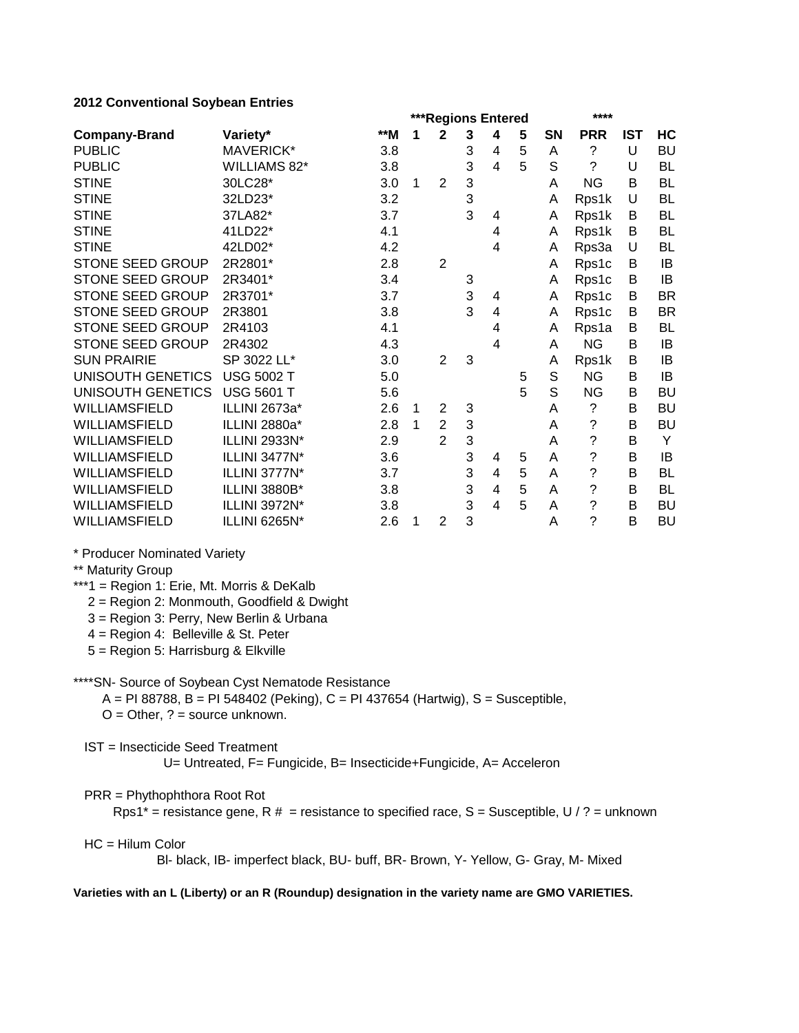**2012 Conventional Soybean Entries**

| | | | ***Regions Entered | | | | | **** | | | |
|---|---|---|---|---|---|---|---|---|---|---|---|
| **Company-Brand** | **Variety*** | **M | 1 | 2 | 3 | 4 | 5 | SN | PRR | IST | HC |
| PUBLIC | MAVERICK* | 3.8 | | | 3 | 4 | 5 | A | ? | U | BU |
| PUBLIC | WILLIAMS 82* | 3.8 | | | 3 | 4 | 5 | S | ? | U | BL |
| STINE | 30LC28* | 3.0 | 1 | 2 | 3 | | | A | NG | B | BL |
| STINE | 32LD23* | 3.2 | | | 3 | | | A | Rps1k | U | BL |
| STINE | 37LA82* | 3.7 | | | 3 | 4 | | A | Rps1k | B | BL |
| STINE | 41LD22* | 4.1 | | | | 4 | | A | Rps1k | B | BL |
| STINE | 42LD02* | 4.2 | | | | 4 | | A | Rps3a | U | BL |
| STONE SEED GROUP | 2R2801* | 2.8 | | 2 | | | | A | Rps1c | B | IB |
| STONE SEED GROUP | 2R3401* | 3.4 | | | 3 | | | A | Rps1c | B | IB |
| STONE SEED GROUP | 2R3701* | 3.7 | | | 3 | 4 | | A | Rps1c | B | BR |
| STONE SEED GROUP | 2R3801 | 3.8 | | | 3 | 4 | | A | Rps1c | B | BR |
| STONE SEED GROUP | 2R4103 | 4.1 | | | | 4 | | A | Rps1a | B | BL |
| STONE SEED GROUP | 2R4302 | 4.3 | | | | 4 | | A | NG | B | IB |
| SUN PRAIRIE | SP 3022 LL* | 3.0 | | 2 | 3 | | | A | Rps1k | B | IB |
| UNISOUTH GENETICS | USG 5002 T | 5.0 | | | | | 5 | S | NG | B | IB |
| UNISOUTH GENETICS | USG 5601 T | 5.6 | | | | | 5 | S | NG | B | BU |
| WILLIAMSFIELD | ILLINI 2673a* | 2.6 | 1 | 2 | 3 | | | A | ? | B | BU |
| WILLIAMSFIELD | ILLINI 2880a* | 2.8 | 1 | 2 | 3 | | | A | ? | B | BU |
| WILLIAMSFIELD | ILLINI 2933N* | 2.9 | | 2 | 3 | | | A | ? | B | Y |
| WILLIAMSFIELD | ILLINI 3477N* | 3.6 | | | 3 | 4 | 5 | A | ? | B | IB |
| WILLIAMSFIELD | ILLINI 3777N* | 3.7 | | | 3 | 4 | 5 | A | ? | B | BL |
| WILLIAMSFIELD | ILLINI 3880B* | 3.8 | | | 3 | 4 | 5 | A | ? | B | BL |
| WILLIAMSFIELD | ILLINI 3972N* | 3.8 | | | 3 | 4 | 5 | A | ? | B | BU |
| WILLIAMSFIELD | ILLINI 6265N* | 2.6 | 1 | 2 | 3 | | | A | ? | B | BU |

\* Producer Nominated Variety

** Maturity Group

***1 = Region 1: Erie, Mt. Morris & DeKalb
 2 = Region 2: Monmouth, Goodfield & Dwight
 3 = Region 3: Perry, New Berlin & Urbana
 4 = Region 4: Belleville & St. Peter
 5 = Region 5: Harrisburg & Elkville

****SN- Source of Soybean Cyst Nematode Resistance
 A = PI 88788, B = PI 548402 (Peking), C = PI 437654 (Hartwig), S = Susceptible,
 O = Other, ? = source unknown.

IST = Insecticide Seed Treatment
 U= Untreated, F= Fungicide, B= Insecticide+Fungicide, A= Acceleron

PRR = Phythophthora Root Rot
 Rps1* = resistance gene, R # = resistance to specified race, S = Susceptible, U / ? = unknown

HC = Hilum Color
 Bl- black, IB- imperfect black, BU- buff, BR- Brown, Y- Yellow, G- Gray, M- Mixed

**Varieties with an L (Liberty) or an R (Roundup) designation in the variety name are GMO VARIETIES.**